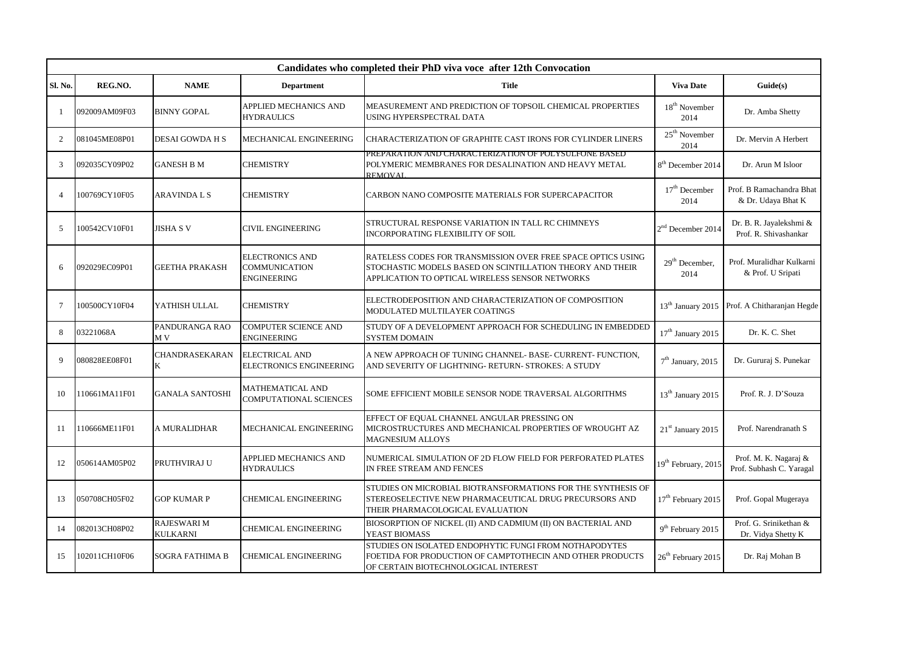| Candidates who completed their PhD viva voce after 12th Convocation | | | | | | |
|---|---|---|---|---|---|---|
| Sl. No. | REG.NO. | NAME | Department | Title | Viva Date | Guide(s) |
| 1 | 092009AM09F03 | BINNY GOPAL | APPLIED MECHANICS AND HYDRAULICS | MEASUREMENT AND PREDICTION OF TOPSOIL CHEMICAL PROPERTIES USING HYPERSPECTRAL DATA | 18th November 2014 | Dr. Amba Shetty |
| 2 | 081045ME08P01 | DESAI GOWDA H S | MECHANICAL ENGINEERING | CHARACTERIZATION OF GRAPHITE CAST IRONS FOR CYLINDER LINERS | 25th November 2014 | Dr. Mervin A Herbert |
| 3 | 092035CY09P02 | GANESH B M | CHEMISTRY | PREPARATION AND CHARACTERIZATION OF POLYSULFONE BASED POLYMERIC MEMBRANES FOR DESALINATION AND HEAVY METAL REMOVAL | 8th December 2014 | Dr. Arun M Isloor |
| 4 | 100769CY10F05 | ARAVINDA L S | CHEMISTRY | CARBON NANO COMPOSITE MATERIALS FOR SUPERCAPACITOR | 17th December 2014 | Prof. B Ramachandra Bhat & Dr. Udaya Bhat K |
| 5 | 100542CV10F01 | JISHA S V | CIVIL ENGINEERING | STRUCTURAL RESPONSE VARIATION IN TALL RC CHIMNEYS INCORPORATING FLEXIBILITY OF SOIL | 2nd December 2014 | Dr. B. R. Jayalekshmi & Prof. R. Shivashankar |
| 6 | 092029EC09P01 | GEETHA PRAKASH | ELECTRONICS AND COMMUNICATION ENGINEERING | RATELESS CODES FOR TRANSMISSION OVER FREE SPACE OPTICS USING STOCHASTIC MODELS BASED ON SCINTILLATION THEORY AND THEIR APPLICATION TO OPTICAL WIRELESS SENSOR NETWORKS | 29th December, 2014 | Prof. Muralidhar Kulkarni & Prof. U Sripati |
| 7 | 100500CY10F04 | YATHISH ULLAL | CHEMISTRY | ELECTRODEPOSITION AND CHARACTERIZATION OF COMPOSITION MODULATED MULTILAYER COATINGS | 13th January 2015 | Prof. A Chitharanjan Hegde |
| 8 | 03221068A | PANDURANGA RAO M V | COMPUTER SCIENCE AND ENGINEERING | STUDY OF A DEVELOPMENT APPROACH FOR SCHEDULING IN EMBEDDED SYSTEM DOMAIN | 17th January 2015 | Dr. K. C. Shet |
| 9 | 080828EE08F01 | CHANDRASEKARAN K | ELECTRICAL AND ELECTRONICS ENGINEERING | A NEW APPROACH OF TUNING CHANNEL- BASE- CURRENT- FUNCTION, AND SEVERITY OF LIGHTNING- RETURN- STROKES: A STUDY | 7th January, 2015 | Dr. Gururaj S. Punekar |
| 10 | 110661MA11F01 | GANALA SANTOSHI | MATHEMATICAL AND COMPUTATIONAL SCIENCES | SOME EFFICIENT MOBILE SENSOR NODE TRAVERSAL ALGORITHMS | 13th January 2015 | Prof. R. J. D'Souza |
| 11 | 110666ME11F01 | A MURALIDHAR | MECHANICAL ENGINEERING | EFFECT OF EQUAL CHANNEL ANGULAR PRESSING ON MICROSTRUCTURES AND MECHANICAL PROPERTIES OF WROUGHT AZ MAGNESIUM ALLOYS | 21st January 2015 | Prof. Narendranath S |
| 12 | 050614AM05P02 | PRUTHVIRAJ U | APPLIED MECHANICS AND HYDRAULICS | NUMERICAL SIMULATION OF 2D FLOW FIELD FOR PERFORATED PLATES IN FREE STREAM AND FENCES | 19th February, 2015 | Prof. M. K. Nagaraj & Prof. Subhash C. Yaragal |
| 13 | 050708CH05F02 | GOP KUMAR P | CHEMICAL ENGINEERING | STUDIES ON MICROBIAL BIOTRANSFORMATIONS FOR THE SYNTHESIS OF STEREOSELECTIVE NEW PHARMACEUTICAL DRUG PRECURSORS AND THEIR PHARMACOLOGICAL EVALUATION | 17th February 2015 | Prof. Gopal Mugeraya |
| 14 | 082013CH08P02 | RAJESWARI M KULKARNI | CHEMICAL ENGINEERING | BIOSORPTION OF NICKEL (II) AND CADMIUM (II) ON BACTERIAL AND YEAST BIOMASS | 9th February 2015 | Prof. G. Srinikethan & Dr. Vidya Shetty K |
| 15 | 102011CH10F06 | SOGRA FATHIMA B | CHEMICAL ENGINEERING | STUDIES ON ISOLATED ENDOPHYTIC FUNGI FROM NOTHAPODYTES FOETIDA FOR PRODUCTION OF CAMPTOTHECIN AND OTHER PRODUCTS OF CERTAIN BIOTECHNOLOGICAL INTEREST | 26th February 2015 | Dr. Raj Mohan B |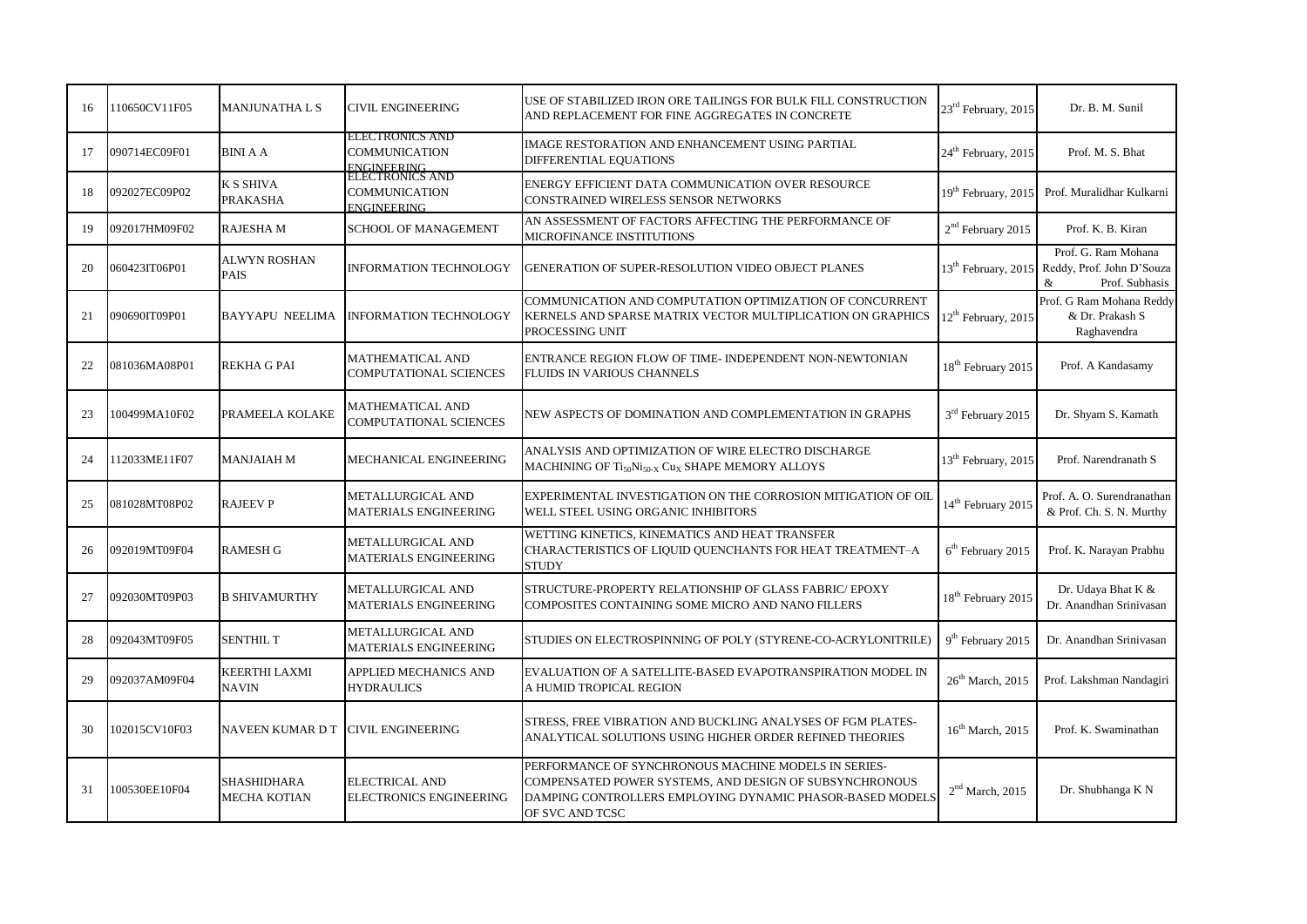| 16 | 110650CV11F05 | MANJUNATHA L S | CIVIL ENGINEERING | USE OF STABILIZED IRON ORE TAILINGS FOR BULK FILL CONSTRUCTION AND REPLACEMENT FOR FINE AGGREGATES IN CONCRETE | 23rd February, 2015 | Dr. B. M. Sunil |
|---|---|---|---|---|---|---|
| 17 | 090714EC09F01 | BINI A A | ELECTRONICS AND COMMUNICATION ENGINEERING | IMAGE RESTORATION AND ENHANCEMENT USING PARTIAL DIFFERENTIAL EQUATIONS | 24th February, 2015 | Prof. M. S. Bhat |
| 18 | 092027EC09P02 | K S SHIVA PRAKASHA | ELECTRONICS AND COMMUNICATION ENGINEERING | ENERGY EFFICIENT DATA COMMUNICATION OVER RESOURCE CONSTRAINED WIRELESS SENSOR NETWORKS | 19th February, 2015 | Prof. Muralidhar Kulkarni |
| 19 | 092017HM09F02 | RAJESHA M | SCHOOL OF MANAGEMENT | AN ASSESSMENT OF FACTORS AFFECTING THE PERFORMANCE OF MICROFINANCE INSTITUTIONS | 2nd February 2015 | Prof. K. B. Kiran |
| 20 | 060423IT06P01 | ALWYN ROSHAN PAIS | INFORMATION TECHNOLOGY | GENERATION OF SUPER-RESOLUTION VIDEO OBJECT PLANES | 13th February, 2015 | Prof. G. Ram Mohana Reddy, Prof. John D'Souza & Prof. Subhasis |
| 21 | 090690IT09P01 | BAYYAPU NEELIMA | INFORMATION TECHNOLOGY | COMMUNICATION AND COMPUTATION OPTIMIZATION OF CONCURRENT KERNELS AND SPARSE MATRIX VECTOR MULTIPLICATION ON GRAPHICS PROCESSING UNIT | 12th February, 2015 | Prof. G Ram Mohana Reddy & Dr. Prakash S Raghavendra |
| 22 | 081036MA08P01 | REKHA G PAI | MATHEMATICAL AND COMPUTATIONAL SCIENCES | ENTRANCE REGION FLOW OF TIME- INDEPENDENT NON-NEWTONIAN FLUIDS IN VARIOUS CHANNELS | 18th February 2015 | Prof. A Kandasamy |
| 23 | 100499MA10F02 | PRAMEELA KOLAKE | MATHEMATICAL AND COMPUTATIONAL SCIENCES | NEW ASPECTS OF DOMINATION AND COMPLEMENTATION IN GRAPHS | 3rd February 2015 | Dr. Shyam S. Kamath |
| 24 | 112033ME11F07 | MANJAIAH M | MECHANICAL ENGINEERING | ANALYSIS AND OPTIMIZATION OF WIRE ELECTRO DISCHARGE MACHINING OF $Ti_{50}Ni_{50-X}Cu_X$ SHAPE MEMORY ALLOYS | 13th February, 2015 | Prof. Narendranath S |
| 25 | 081028MT08P02 | RAJEEV P | METALLURGICAL AND MATERIALS ENGINEERING | EXPERIMENTAL INVESTIGATION ON THE CORROSION MITIGATION OF OIL WELL STEEL USING ORGANIC INHIBITORS | 14th February 2015 | Prof. A. O. Surendranathan & Prof. Ch. S. N. Murthy |
| 26 | 092019MT09F04 | RAMESH G | METALLURGICAL AND MATERIALS ENGINEERING | WETTING KINETICS, KINEMATICS AND HEAT TRANSFER CHARACTERISTICS OF LIQUID QUENCHANTS FOR HEAT TREATMENT–A STUDY | 6th February 2015 | Prof. K. Narayan Prabhu |
| 27 | 092030MT09P03 | B SHIVAMURTHY | METALLURGICAL AND MATERIALS ENGINEERING | STRUCTURE-PROPERTY RELATIONSHIP OF GLASS FABRIC/ EPOXY COMPOSITES CONTAINING SOME MICRO AND NANO FILLERS | 18th February 2015 | Dr. Udaya Bhat K & Dr. Anandhan Srinivasan |
| 28 | 092043MT09F05 | SENTHIL T | METALLURGICAL AND MATERIALS ENGINEERING | STUDIES ON ELECTROSPINNING OF POLY (STYRENE-CO-ACRYLONITRILE) | 9th February 2015 | Dr. Anandhan Srinivasan |
| 29 | 092037AM09F04 | KEERTHI LAXMI NAVIN | APPLIED MECHANICS AND HYDRAULICS | EVALUATION OF A SATELLITE-BASED EVAPOTRANSPIRATION MODEL IN A HUMID TROPICAL REGION | 26th March, 2015 | Prof. Lakshman Nandagiri |
| 30 | 102015CV10F03 | NAVEEN KUMAR D T | CIVIL ENGINEERING | STRESS, FREE VIBRATION AND BUCKLING ANALYSES OF FGM PLATES- ANALYTICAL SOLUTIONS USING HIGHER ORDER REFINED THEORIES | 16th March, 2015 | Prof. K. Swaminathan |
| 31 | 100530EE10F04 | SHASHIDHARA MECHA KOTIAN | ELECTRICAL AND ELECTRONICS ENGINEERING | PERFORMANCE OF SYNCHRONOUS MACHINE MODELS IN SERIES-COMPENSATED POWER SYSTEMS, AND DESIGN OF SUBSYNCHRONOUS DAMPING CONTROLLERS EMPLOYING DYNAMIC PHASOR-BASED MODELS OF SVC AND TCSC | 2nd March, 2015 | Dr. Shubhanga K N |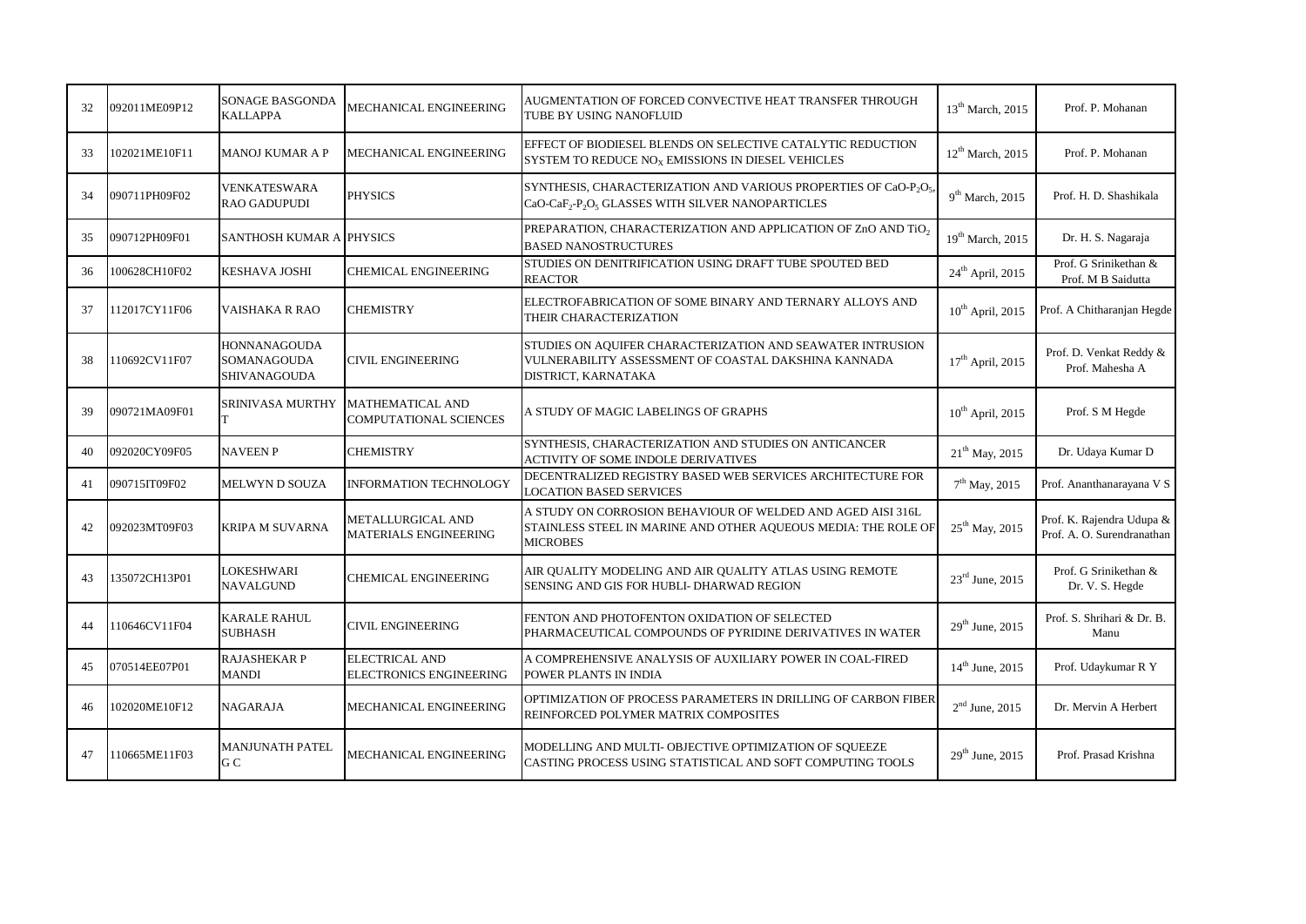| 32 | 092011ME09P12 | SONAGE BASGONDA KALLAPPA | MECHANICAL ENGINEERING | AUGMENTATION OF FORCED CONVECTIVE HEAT TRANSFER THROUGH TUBE BY USING NANOFLUID | 13th March, 2015 | Prof. P. Mohanan |
|---|---|---|---|---|---|---|
| 33 | 102021ME10F11 | MANOJ KUMAR A P | MECHANICAL ENGINEERING | EFFECT OF BIODIESEL BLENDS ON SELECTIVE CATALYTIC REDUCTION SYSTEM TO REDUCE $NO_X$ EMISSIONS IN DIESEL VEHICLES | 12th March, 2015 | Prof. P. Mohanan |
| 34 | 090711PH09F02 | VENKATESWARA RAO GADUPUDI | PHYSICS | SYNTHESIS, CHARACTERIZATION AND VARIOUS PROPERTIES OF $CaO$-$P_2O_5$, $CaO$-$CaF_2$-$P_2O_5$ GLASSES WITH SILVER NANOPARTICLES | 9th March, 2015 | Prof. H. D. Shashikala |
| 35 | 090712PH09F01 | SANTHOSH KUMAR A | PHYSICS | PREPARATION, CHARACTERIZATION AND APPLICATION OF ZnO AND $TiO_2$ BASED NANOSTRUCTURES | 19th March, 2015 | Dr. H. S. Nagaraja |
| 36 | 100628CH10F02 | KESHAVA JOSHI | CHEMICAL ENGINEERING | STUDIES ON DENITRIFICATION USING DRAFT TUBE SPOUTED BED REACTOR | 24th April, 2015 | Prof. G Srinikethan & Prof. M B Saidutta |
| 37 | 112017CY11F06 | VAISHAKA R RAO | CHEMISTRY | ELECTROFABRICATION OF SOME BINARY AND TERNARY ALLOYS AND THEIR CHARACTERIZATION | 10th April, 2015 | Prof. A Chitharanjan Hegde |
| 38 | 110692CV11F07 | HONNANAGOUDA SOMANAGOUDA SHIVANAGOUDA | CIVIL ENGINEERING | STUDIES ON AQUIFER CHARACTERIZATION AND SEAWATER INTRUSION VULNERABILITY ASSESSMENT OF COASTAL DAKSHINA KANNADA DISTRICT, KARNATAKA | 17th April, 2015 | Prof. D. Venkat Reddy & Prof. Mahesha A |
| 39 | 090721MA09F01 | SRINIVASA MURTHY T | MATHEMATICAL AND COMPUTATIONAL SCIENCES | A STUDY OF MAGIC LABELINGS OF GRAPHS | 10th April, 2015 | Prof. S M Hegde |
| 40 | 092020CY09F05 | NAVEEN P | CHEMISTRY | SYNTHESIS, CHARACTERIZATION AND STUDIES ON ANTICANCER ACTIVITY OF SOME INDOLE DERIVATIVES | 21th May, 2015 | Dr. Udaya Kumar D |
| 41 | 090715IT09F02 | MELWYN D SOUZA | INFORMATION TECHNOLOGY | DECENTRALIZED REGISTRY BASED WEB SERVICES ARCHITECTURE FOR LOCATION BASED SERVICES | 7th May, 2015 | Prof. Ananthanarayana V S |
| 42 | 092023MT09F03 | KRIPA M SUVARNA | METALLURGICAL AND MATERIALS ENGINEERING | A STUDY ON CORROSION BEHAVIOUR OF WELDED AND AGED AISI 316L STAINLESS STEEL IN MARINE AND OTHER AQUEOUS MEDIA: THE ROLE OF MICROBES | 25th May, 2015 | Prof. K. Rajendra Udupa & Prof. A. O. Surendranathan |
| 43 | 135072CH13P01 | LOKESHWARI NAVALGUND | CHEMICAL ENGINEERING | AIR QUALITY MODELING AND AIR QUALITY ATLAS USING REMOTE SENSING AND GIS FOR HUBLI- DHARWAD REGION | 23rd June, 2015 | Prof. G Srinikethan & Dr. V. S. Hegde |
| 44 | 110646CV11F04 | KARALE RAHUL SUBHASH | CIVIL ENGINEERING | FENTON AND PHOTOFENTON OXIDATION OF SELECTED PHARMACEUTICAL COMPOUNDS OF PYRIDINE DERIVATIVES IN WATER | 29th June, 2015 | Prof. S. Shrihari & Dr. B. Manu |
| 45 | 070514EE07P01 | RAJASHEKAR P MANDI | ELECTRICAL AND ELECTRONICS ENGINEERING | A COMPREHENSIVE ANALYSIS OF AUXILIARY POWER IN COAL-FIRED POWER PLANTS IN INDIA | 14th June, 2015 | Prof. Udaykumar R Y |
| 46 | 102020ME10F12 | NAGARAJA | MECHANICAL ENGINEERING | OPTIMIZATION OF PROCESS PARAMETERS IN DRILLING OF CARBON FIBER REINFORCED POLYMER MATRIX COMPOSITES | 2nd June, 2015 | Dr. Mervin A Herbert |
| 47 | 110665ME11F03 | MANJUNATH PATEL G C | MECHANICAL ENGINEERING | MODELLING AND MULTI- OBJECTIVE OPTIMIZATION OF SQUEEZE CASTING PROCESS USING STATISTICAL AND SOFT COMPUTING TOOLS | 29th June, 2015 | Prof. Prasad Krishna |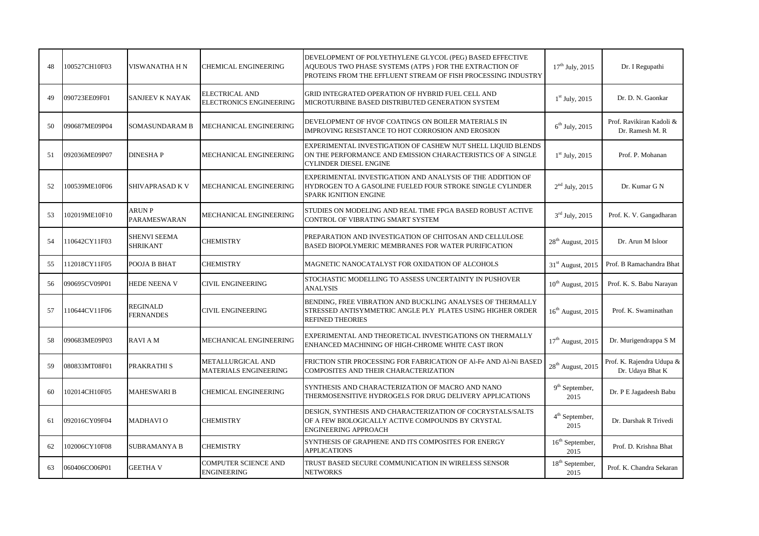| 48 | 100527CH10F03 | VISWANATHA H N | CHEMICAL ENGINEERING | DEVELOPMENT OF POLYETHYLENE GLYCOL (PEG) BASED EFFECTIVE AQUEOUS TWO PHASE SYSTEMS (ATPS ) FOR THE EXTRACTION OF PROTEINS FROM THE EFFLUENT STREAM OF FISH PROCESSING INDUSTRY | 17th July, 2015 | Dr. I Regupathi |
|---|---|---|---|---|---|---|
| 49 | 090723EE09F01 | SANJEEV K NAYAK | ELECTRICAL AND ELECTRONICS ENGINEERING | GRID INTEGRATED OPERATION OF HYBRID FUEL CELL AND MICROTURBINE BASED DISTRIBUTED GENERATION SYSTEM | 1st July, 2015 | Dr. D. N. Gaonkar |
| 50 | 090687ME09P04 | SOMASUNDARAM B | MECHANICAL ENGINEERING | DEVELOPMENT OF HVOF COATINGS ON BOILER MATERIALS IN IMPROVING RESISTANCE TO HOT CORROSION AND EROSION | 6th July, 2015 | Prof. Ravikiran Kadoli & Dr. Ramesh M. R |
| 51 | 092036ME09P07 | DINESHA P | MECHANICAL ENGINEERING | EXPERIMENTAL INVESTIGATION OF CASHEW NUT SHELL LIQUID BLENDS ON THE PERFORMANCE AND EMISSION CHARACTERISTICS OF A SINGLE CYLINDER DIESEL ENGINE | 1st July, 2015 | Prof. P. Mohanan |
| 52 | 100539ME10F06 | SHIVAPRASAD K V | MECHANICAL ENGINEERING | EXPERIMENTAL INVESTIGATION AND ANALYSIS OF THE ADDITION OF HYDROGEN TO A GASOLINE FUELED FOUR STROKE SINGLE CYLINDER SPARK IGNITION ENGINE | 2nd July, 2015 | Dr. Kumar G N |
| 53 | 102019ME10F10 | ARUN P PARAMESWARAN | MECHANICAL ENGINEERING | STUDIES ON MODELING AND REAL TIME FPGA BASED ROBUST ACTIVE CONTROL OF VIBRATING SMART SYSTEM | 3rd July, 2015 | Prof. K. V. Gangadharan |
| 54 | 110642CY11F03 | SHENVI SEEMA SHRIKANT | CHEMISTRY | PREPARATION AND INVESTIGATION OF CHITOSAN AND CELLULOSE BASED BIOPOLYMERIC MEMBRANES FOR WATER PURIFICATION | 28th August, 2015 | Dr. Arun M Isloor |
| 55 | 112018CY11F05 | POOJA B BHAT | CHEMISTRY | MAGNETIC NANOCATALYST FOR OXIDATION OF ALCOHOLS | 31st August, 2015 | Prof. B Ramachandra Bhat |
| 56 | 090695CV09P01 | HEDE NEENA V | CIVIL ENGINEERING | STOCHASTIC MODELLING TO ASSESS UNCERTAINTY IN PUSHOVER ANALYSIS | 10th August, 2015 | Prof. K. S. Babu Narayan |
| 57 | 110644CV11F06 | REGINALD FERNANDES | CIVIL ENGINEERING | BENDING, FREE VIBRATION AND BUCKLING ANALYSES OF THERMALLY STRESSED ANTISYMMETRIC ANGLE PLY PLATES USING HIGHER ORDER REFINED THEORIES | 16th August, 2015 | Prof. K. Swaminathan |
| 58 | 090683ME09P03 | RAVI A M | MECHANICAL ENGINEERING | EXPERIMENTAL AND THEORETICAL INVESTIGATIONS ON THERMALLY ENHANCED MACHINING OF HIGH-CHROME WHITE CAST IRON | 17th August, 2015 | Dr. Murigendrappa S M |
| 59 | 080833MT08F01 | PRAKRATHI S | METALLURGICAL AND MATERIALS ENGINEERING | FRICTION STIR PROCESSING FOR FABRICATION OF Al-Fe AND Al-Ni BASED COMPOSITES AND THEIR CHARACTERIZATION | 28th August, 2015 | Prof. K. Rajendra Udupa & Dr. Udaya Bhat K |
| 60 | 102014CH10F05 | MAHESWARI B | CHEMICAL ENGINEERING | SYNTHESIS AND CHARACTERIZATION OF MACRO AND NANO THERMOSENSITIVE HYDROGELS FOR DRUG DELIVERY APPLICATIONS | 9th September, 2015 | Dr. P E Jagadeesh Babu |
| 61 | 092016CY09F04 | MADHAVI O | CHEMISTRY | DESIGN, SYNTHESIS AND CHARACTERIZATION OF COCRYSTALS/SALTS OF A FEW BIOLOGICALLY ACTIVE COMPOUNDS BY CRYSTAL ENGINEERING APPROACH | 4th September, 2015 | Dr. Darshak R Trivedi |
| 62 | 102006CY10F08 | SUBRAMANYA B | CHEMISTRY | SYNTHESIS OF GRAPHENE AND ITS COMPOSITES FOR ENERGY APPLICATIONS | 16th September, 2015 | Prof. D. Krishna Bhat |
| 63 | 060406CO06P01 | GEETHA V | COMPUTER SCIENCE AND ENGINEERING | TRUST BASED SECURE COMMUNICATION IN WIRELESS SENSOR NETWORKS | 18th September, 2015 | Prof. K. Chandra Sekaran |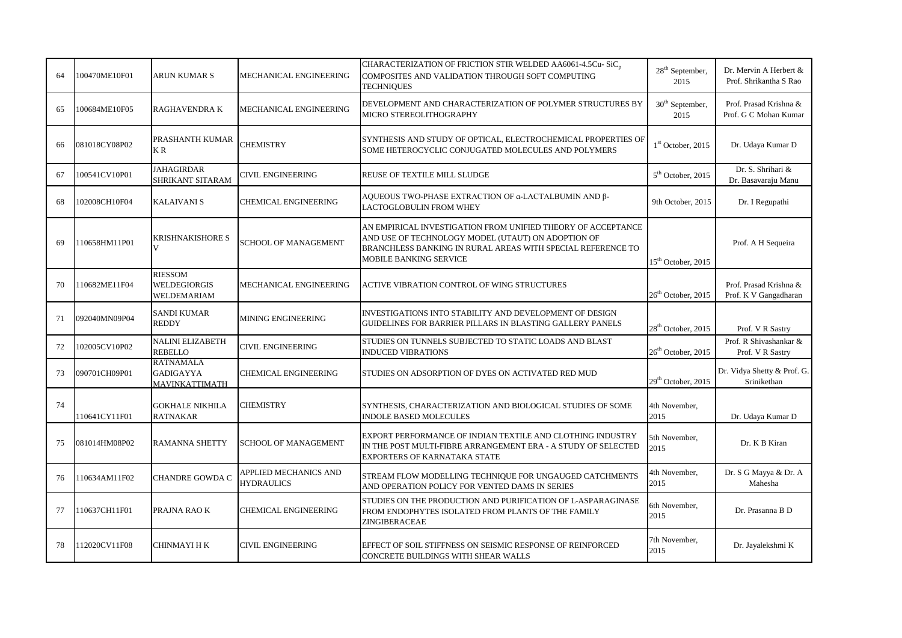| | | | | | | |
|---|---|---|---|---|---|---|
| 64 | 100470ME10F01 | ARUN KUMAR S | MECHANICAL ENGINEERING | CHARACTERIZATION OF FRICTION STIR WELDED AA6061-4.5Cu- $SiC_p$ COMPOSITES AND VALIDATION THROUGH SOFT COMPUTING TECHNIQUES | 28th September, 2015 | Dr. Mervin A Herbert & Prof. Shrikantha S Rao |
| 65 | 100684ME10F05 | RAGHAVENDRA K | MECHANICAL ENGINEERING | DEVELOPMENT AND CHARACTERIZATION OF POLYMER STRUCTURES BY MICRO STEREOLITHOGRAPHY | 30th September, 2015 | Prof. Prasad Krishna & Prof. G C Mohan Kumar |
| 66 | 081018CY08P02 | PRASHANTH KUMAR K R | CHEMISTRY | SYNTHESIS AND STUDY OF OPTICAL, ELECTROCHEMICAL PROPERTIES OF SOME HETEROCYCLIC CONJUGATED MOLECULES AND POLYMERS | 1st October, 2015 | Dr. Udaya Kumar D |
| 67 | 100541CV10P01 | JAHAGIRDAR SHRIKANT SITARAM | CIVIL ENGINEERING | REUSE OF TEXTILE MILL SLUDGE | 5th October, 2015 | Dr. S. Shrihari & Dr. Basavaraju Manu |
| 68 | 102008CH10F04 | KALAIVANI S | CHEMICAL ENGINEERING | AQUEOUS TWO-PHASE EXTRACTION OF α-LACTALBUMIN AND β-LACTOGLOBULIN FROM WHEY | 9th October, 2015 | Dr. I Regupathi |
| 69 | 110658HM11P01 | KRISHNAKISHORE S V | SCHOOL OF MANAGEMENT | AN EMPIRICAL INVESTIGATION FROM UNIFIED THEORY OF ACCEPTANCE AND USE OF TECHNOLOGY MODEL (UTAUT) ON ADOPTION OF BRANCHLESS BANKING IN RURAL AREAS WITH SPECIAL REFERENCE TO MOBILE BANKING SERVICE | 15th October, 2015 | Prof. A H Sequeira |
| 70 | 110682ME11F04 | RIESSOM WELDEGIORGIS WELDEMARIAM | MECHANICAL ENGINEERING | ACTIVE VIBRATION CONTROL OF WING STRUCTURES | 26th October, 2015 | Prof. Prasad Krishna & Prof. K V Gangadharan |
| 71 | 092040MN09P04 | SANDI KUMAR REDDY | MINING ENGINEERING | INVESTIGATIONS INTO STABILITY AND DEVELOPMENT OF DESIGN GUIDELINES FOR BARRIER PILLARS IN BLASTING GALLERY PANELS | 28th October, 2015 | Prof. V R Sastry |
| 72 | 102005CV10P02 | NALINI ELIZABETH REBELLO | CIVIL ENGINEERING | STUDIES ON TUNNELS SUBJECTED TO STATIC LOADS AND BLAST INDUCED VIBRATIONS | 26th October, 2015 | Prof. R Shivashankar & Prof. V R Sastry |
| 73 | 090701CH09P01 | RATNAMALA GADIGAYYA MAVINKATTIMATH | CHEMICAL ENGINEERING | STUDIES ON ADSORPTION OF DYES ON ACTIVATED RED MUD | 29th October, 2015 | Dr. Vidya Shetty & Prof. G. Srinikethan |
| 74 | 110641CY11F01 | GOKHALE NIKHILA RATNAKAR | CHEMISTRY | SYNTHESIS, CHARACTERIZATION AND BIOLOGICAL STUDIES OF SOME INDOLE BASED MOLECULES | 4th November, 2015 | Dr. Udaya Kumar D |
| 75 | 081014HM08P02 | RAMANNA SHETTY | SCHOOL OF MANAGEMENT | EXPORT PERFORMANCE OF INDIAN TEXTILE AND CLOTHING INDUSTRY IN THE POST MULTI-FIBRE ARRANGEMENT ERA - A STUDY OF SELECTED EXPORTERS OF KARNATAKA STATE | 5th November, 2015 | Dr. K B Kiran |
| 76 | 110634AM11F02 | CHANDRE GOWDA C | APPLIED MECHANICS AND HYDRAULICS | STREAM FLOW MODELLING TECHNIQUE FOR UNGAUGED CATCHMENTS AND OPERATION POLICY FOR VENTED DAMS IN SERIES | 4th November, 2015 | Dr. S G Mayya & Dr. A Mahesha |
| 77 | 110637CH11F01 | PRAJNA RAO K | CHEMICAL ENGINEERING | STUDIES ON THE PRODUCTION AND PURIFICATION OF L-ASPARAGINASE FROM ENDOPHYTES ISOLATED FROM PLANTS OF THE FAMILY ZINGIBERACEAE | 6th November, 2015 | Dr. Prasanna B D |
| 78 | 112020CV11F08 | CHINMAYI H K | CIVIL ENGINEERING | EFFECT OF SOIL STIFFNESS ON SEISMIC RESPONSE OF REINFORCED CONCRETE BUILDINGS WITH SHEAR WALLS | 7th November, 2015 | Dr. Jayalekshmi K |